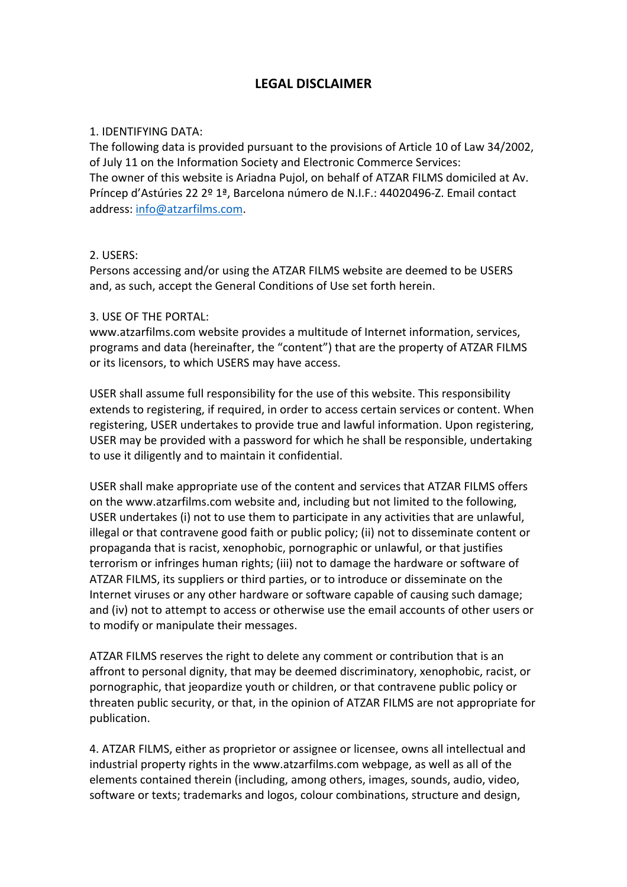# LEGAL DISCLAIMER

1. IDENTIFYING DATA:
The following data is provided pursuant to the provisions of Article 10 of Law 34/2002, of July 11 on the Information Society and Electronic Commerce Services:
The owner of this website is Ariadna Pujol, on behalf of ATZAR FILMS domiciled at Av. Príncep d'Astúries 22 2º 1ª, Barcelona número de N.I.F.: 44020496-Z. Email contact address: info@atzarfilms.com.

2. USERS:
Persons accessing and/or using the ATZAR FILMS website are deemed to be USERS and, as such, accept the General Conditions of Use set forth herein.

3. USE OF THE PORTAL:
www.atzarfilms.com website provides a multitude of Internet information, services, programs and data (hereinafter, the "content") that are the property of ATZAR FILMS or its licensors, to which USERS may have access.

USER shall assume full responsibility for the use of this website. This responsibility extends to registering, if required, in order to access certain services or content. When registering, USER undertakes to provide true and lawful information. Upon registering, USER may be provided with a password for which he shall be responsible, undertaking to use it diligently and to maintain it confidential.

USER shall make appropriate use of the content and services that ATZAR FILMS offers on the www.atzarfilms.com website and, including but not limited to the following, USER undertakes (i) not to use them to participate in any activities that are unlawful, illegal or that contravene good faith or public policy; (ii) not to disseminate content or propaganda that is racist, xenophobic, pornographic or unlawful, or that justifies terrorism or infringes human rights; (iii) not to damage the hardware or software of ATZAR FILMS, its suppliers or third parties, or to introduce or disseminate on the Internet viruses or any other hardware or software capable of causing such damage; and (iv) not to attempt to access or otherwise use the email accounts of other users or to modify or manipulate their messages.

ATZAR FILMS reserves the right to delete any comment or contribution that is an affront to personal dignity, that may be deemed discriminatory, xenophobic, racist, or pornographic, that jeopardize youth or children, or that contravene public policy or threaten public security, or that, in the opinion of ATZAR FILMS are not appropriate for publication.

4. ATZAR FILMS, either as proprietor or assignee or licensee, owns all intellectual and industrial property rights in the www.atzarfilms.com webpage, as well as all of the elements contained therein (including, among others, images, sounds, audio, video, software or texts; trademarks and logos, colour combinations, structure and design,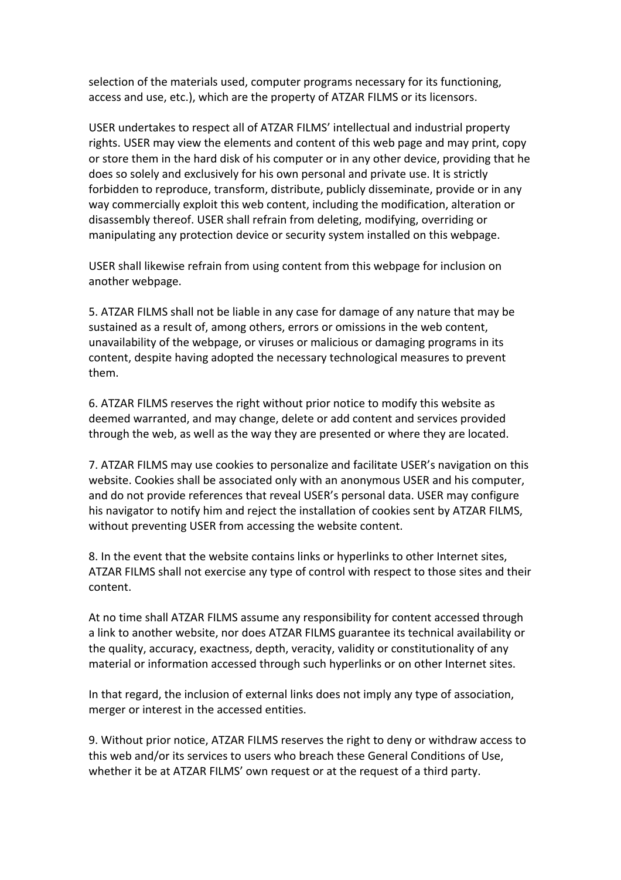selection of the materials used, computer programs necessary for its functioning, access and use, etc.), which are the property of ATZAR FILMS or its licensors.

USER undertakes to respect all of ATZAR FILMS' intellectual and industrial property rights. USER may view the elements and content of this web page and may print, copy or store them in the hard disk of his computer or in any other device, providing that he does so solely and exclusively for his own personal and private use. It is strictly forbidden to reproduce, transform, distribute, publicly disseminate, provide or in any way commercially exploit this web content, including the modification, alteration or disassembly thereof. USER shall refrain from deleting, modifying, overriding or manipulating any protection device or security system installed on this webpage.

USER shall likewise refrain from using content from this webpage for inclusion on another webpage.

5. ATZAR FILMS shall not be liable in any case for damage of any nature that may be sustained as a result of, among others, errors or omissions in the web content, unavailability of the webpage, or viruses or malicious or damaging programs in its content, despite having adopted the necessary technological measures to prevent them.

6. ATZAR FILMS reserves the right without prior notice to modify this website as deemed warranted, and may change, delete or add content and services provided through the web, as well as the way they are presented or where they are located.

7. ATZAR FILMS may use cookies to personalize and facilitate USER's navigation on this website. Cookies shall be associated only with an anonymous USER and his computer, and do not provide references that reveal USER's personal data. USER may configure his navigator to notify him and reject the installation of cookies sent by ATZAR FILMS, without preventing USER from accessing the website content.

8. In the event that the website contains links or hyperlinks to other Internet sites, ATZAR FILMS shall not exercise any type of control with respect to those sites and their content.

At no time shall ATZAR FILMS assume any responsibility for content accessed through a link to another website, nor does ATZAR FILMS guarantee its technical availability or the quality, accuracy, exactness, depth, veracity, validity or constitutionality of any material or information accessed through such hyperlinks or on other Internet sites.

In that regard, the inclusion of external links does not imply any type of association, merger or interest in the accessed entities.

9. Without prior notice, ATZAR FILMS reserves the right to deny or withdraw access to this web and/or its services to users who breach these General Conditions of Use, whether it be at ATZAR FILMS' own request or at the request of a third party.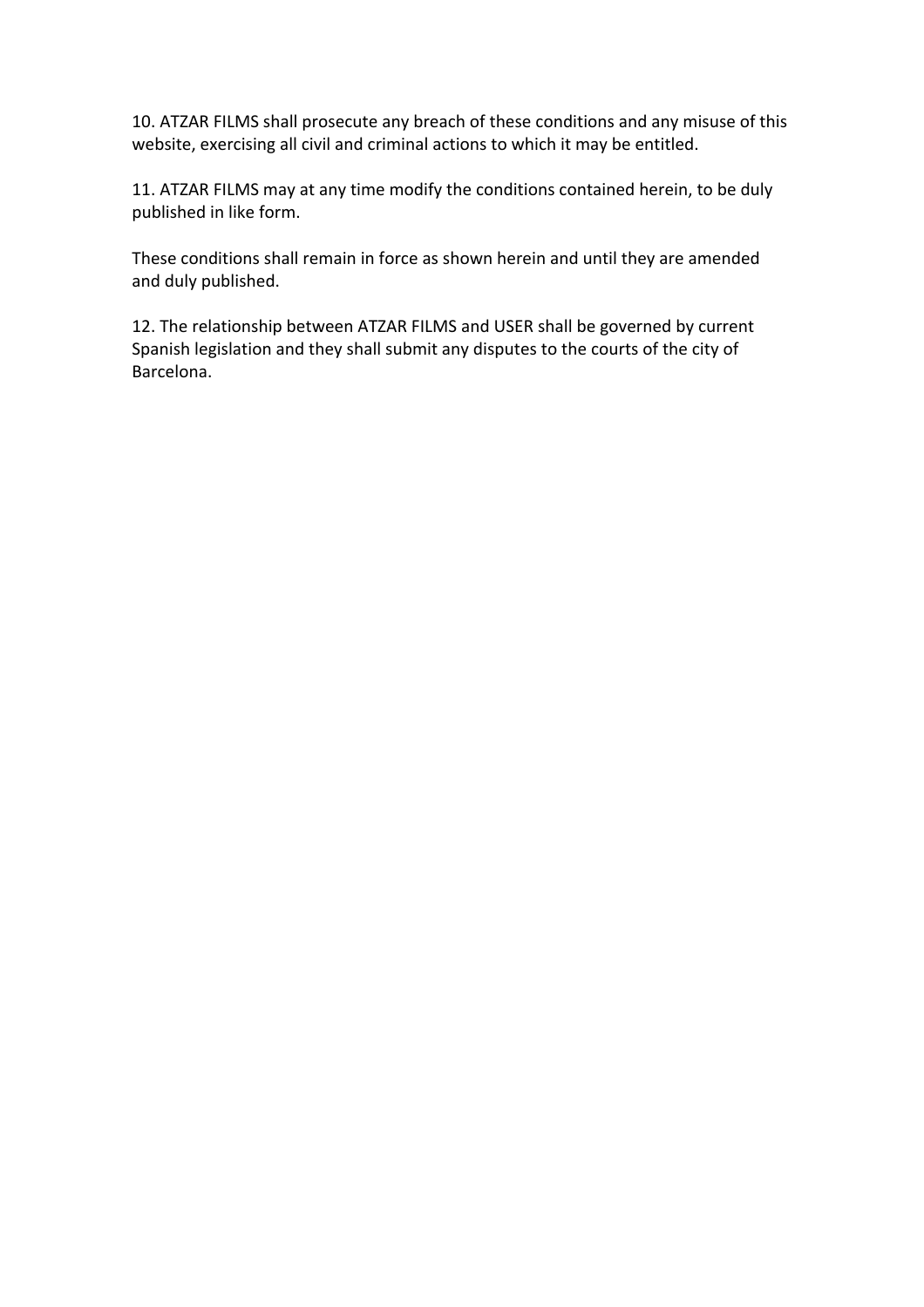10. ATZAR FILMS shall prosecute any breach of these conditions and any misuse of this website, exercising all civil and criminal actions to which it may be entitled.

11. ATZAR FILMS may at any time modify the conditions contained herein, to be duly published in like form.

These conditions shall remain in force as shown herein and until they are amended and duly published.

12. The relationship between ATZAR FILMS and USER shall be governed by current Spanish legislation and they shall submit any disputes to the courts of the city of Barcelona.